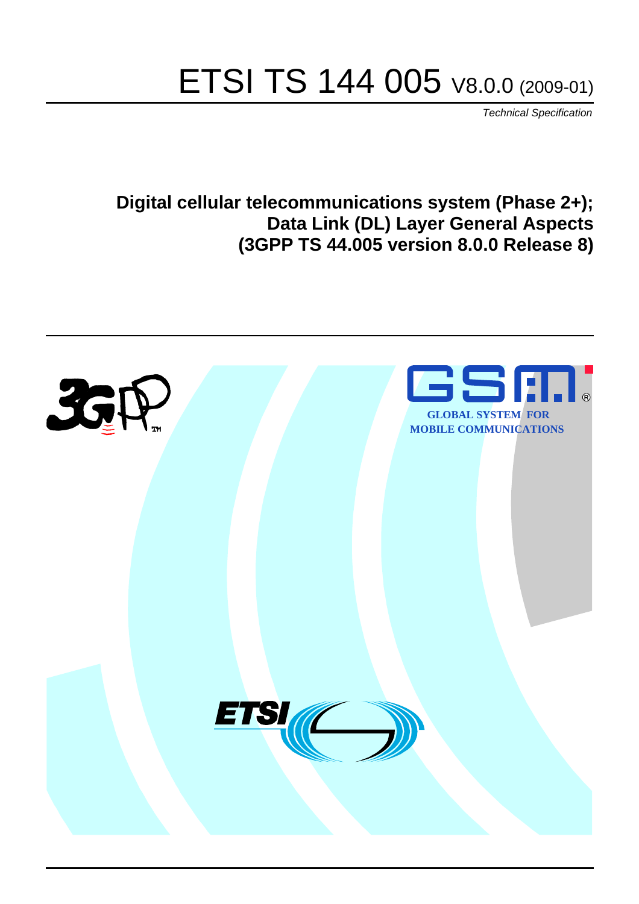# ETSI TS 144 005 V8.0.0 (2009-01)

*Technical Specification*

**Digital cellular telecommunications system (Phase 2+); Data Link (DL) Layer General Aspects (3GPP TS 44.005 version 8.0.0 Release 8)**

GLOBAL SYSTEM FOR MOBILE COMMUNICATIONS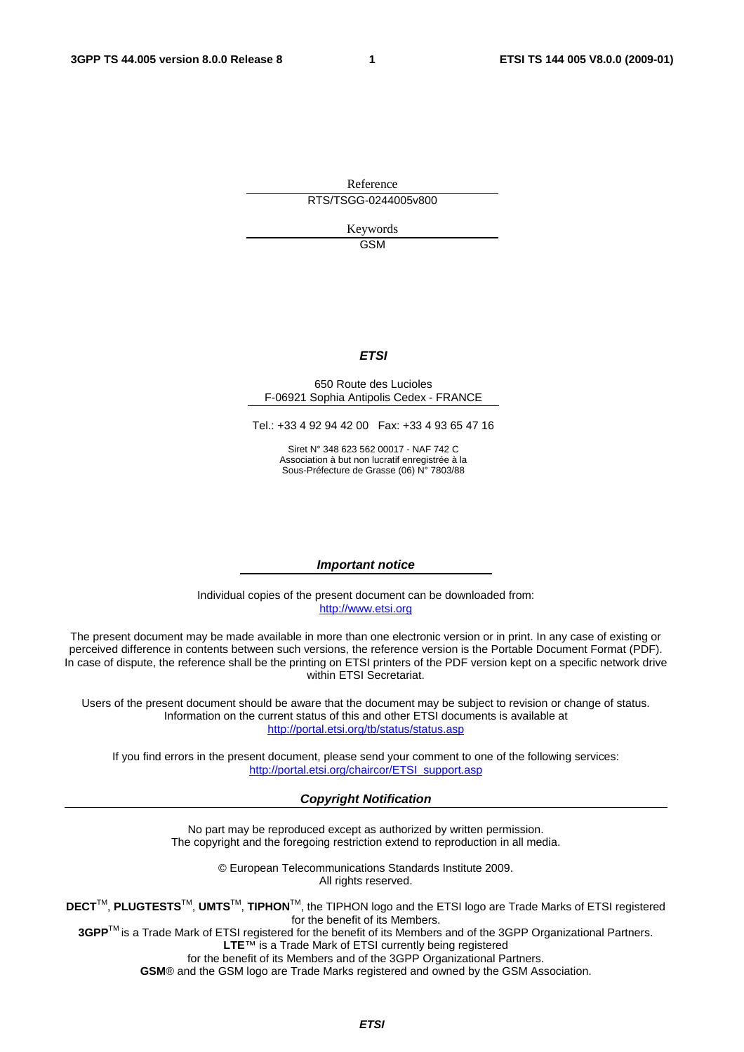Reference

RTS/TSGG-0244005v800

Keywords

GSM

***ETSI***

650 Route des Lucioles
F-06921 Sophia Antipolis Cedex - FRANCE

Tel.: +33 4 92 94 42 00 Fax: +33 4 93 65 47 16

Siret N° 348 623 562 00017 - NAF 742 C
Association à but non lucratif enregistrée à la
Sous-Préfecture de Grasse (06) N° 7803/88

***Important notice***

Individual copies of the present document can be downloaded from:
http://www.etsi.org

The present document may be made available in more than one electronic version or in print. In any case of existing or perceived difference in contents between such versions, the reference version is the Portable Document Format (PDF). In case of dispute, the reference shall be the printing on ETSI printers of the PDF version kept on a specific network drive within ETSI Secretariat.

Users of the present document should be aware that the document may be subject to revision or change of status. Information on the current status of this and other ETSI documents is available at
http://portal.etsi.org/tb/status/status.asp

If you find errors in the present document, please send your comment to one of the following services:
http://portal.etsi.org/chaircor/ETSI_support.asp

***Copyright Notification***

No part may be reproduced except as authorized by written permission.
The copyright and the foregoing restriction extend to reproduction in all media.

© European Telecommunications Standards Institute 2009.
All rights reserved.

**DECT**™, **PLUGTESTS**™, **UMTS**™, **TIPHON**™, the TIPHON logo and the ETSI logo are Trade Marks of ETSI registered for the benefit of its Members.
**3GPP**™ is a Trade Mark of ETSI registered for the benefit of its Members and of the 3GPP Organizational Partners.
**LTE**™ is a Trade Mark of ETSI currently being registered
for the benefit of its Members and of the 3GPP Organizational Partners.
**GSM**® and the GSM logo are Trade Marks registered and owned by the GSM Association.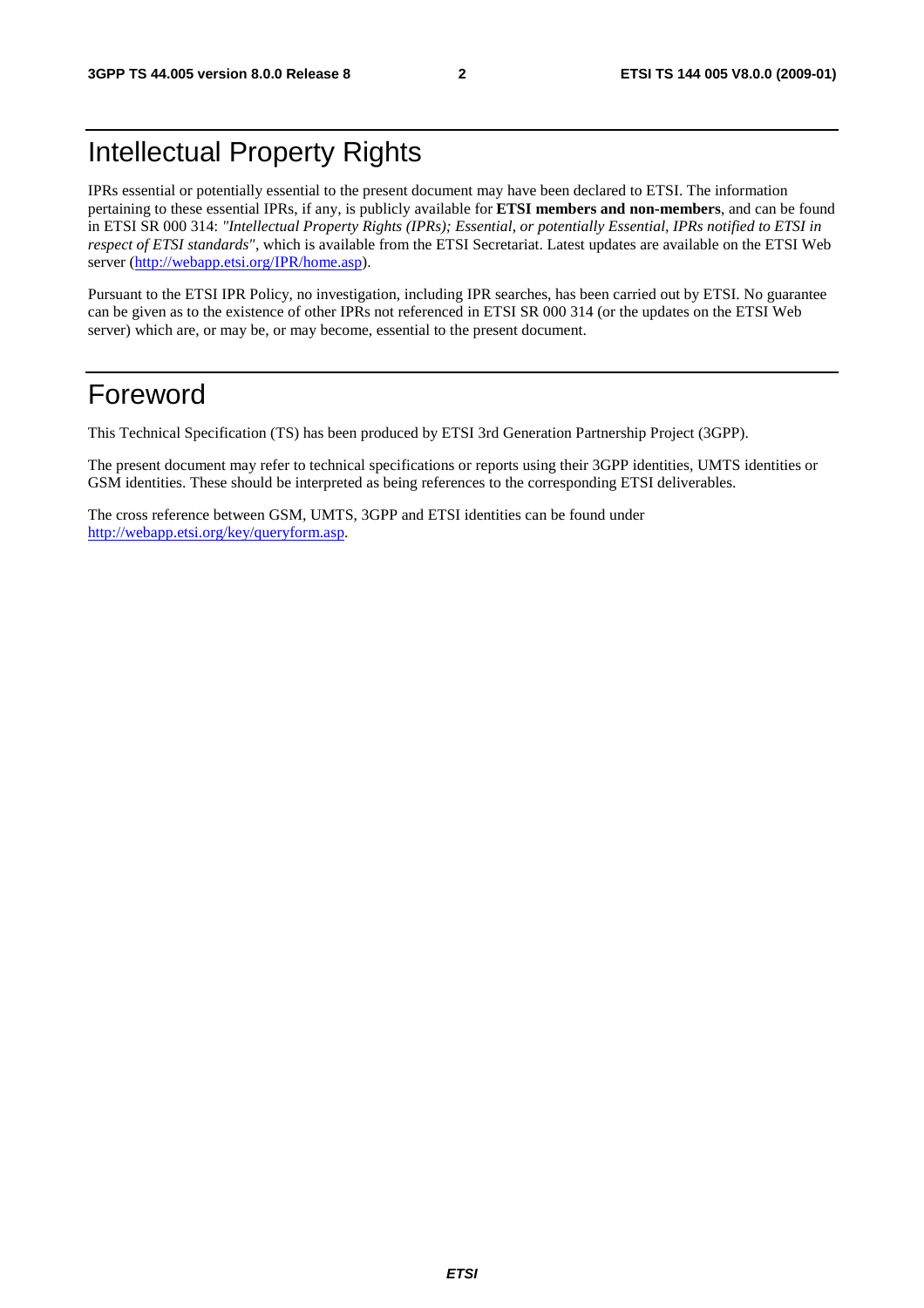# Intellectual Property Rights

IPRs essential or potentially essential to the present document may have been declared to ETSI. The information pertaining to these essential IPRs, if any, is publicly available for **ETSI members and non-members**, and can be found in ETSI SR 000 314: *"Intellectual Property Rights (IPRs); Essential, or potentially Essential, IPRs notified to ETSI in respect of ETSI standards"*, which is available from the ETSI Secretariat. Latest updates are available on the ETSI Web server (http://webapp.etsi.org/IPR/home.asp).

Pursuant to the ETSI IPR Policy, no investigation, including IPR searches, has been carried out by ETSI. No guarantee can be given as to the existence of other IPRs not referenced in ETSI SR 000 314 (or the updates on the ETSI Web server) which are, or may be, or may become, essential to the present document.

# Foreword

This Technical Specification (TS) has been produced by ETSI 3rd Generation Partnership Project (3GPP).

The present document may refer to technical specifications or reports using their 3GPP identities, UMTS identities or GSM identities. These should be interpreted as being references to the corresponding ETSI deliverables.

The cross reference between GSM, UMTS, 3GPP and ETSI identities can be found under http://webapp.etsi.org/key/queryform.asp.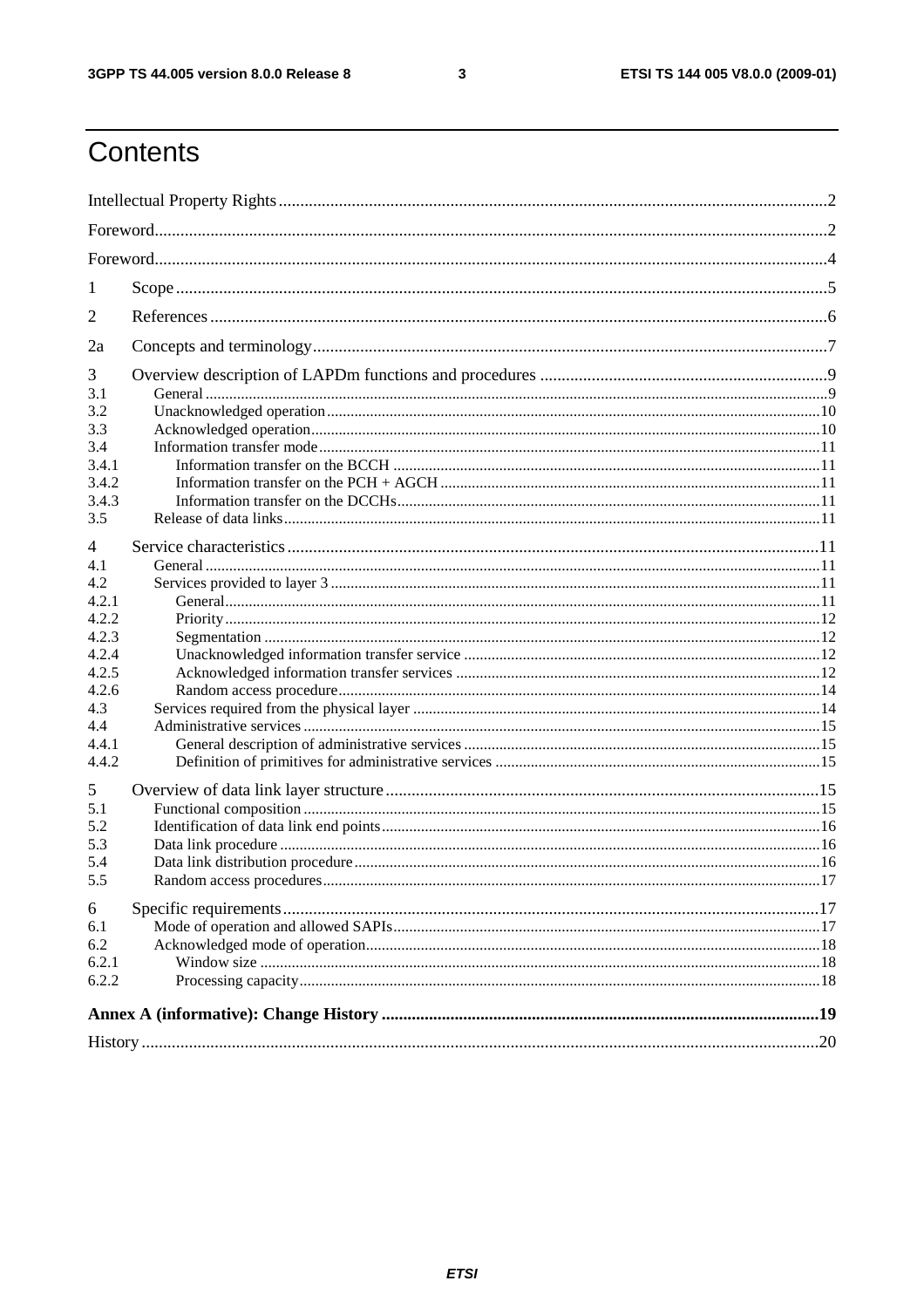# Contents

Intellectual Property Rights ........................................................................................................................ 2

Foreword ..................................................................................................................................................... 2

Foreword ..................................................................................................................................................... 4

1 Scope ....................................................................................................................................................... 5

2 References ............................................................................................................................................... 6

2a Concepts and terminology ...................................................................................................................... 7

3 Overview description of LAPDm functions and procedures .................................................................... 9

3.1 General ................................................................................................................................................. 9

3.2 Unacknowledged operation ................................................................................................................. 10

3.3 Acknowledged operation ..................................................................................................................... 10

3.4 Information transfer mode .................................................................................................................... 11

3.4.1 Information transfer on the BCCH ..................................................................................................... 11

3.4.2 Information transfer on the PCH + AGCH ......................................................................................... 11

3.4.3 Information transfer on the DCCHs ................................................................................................... 11

3.5 Release of data links ........................................................................................................................... 11

4 Service characteristics ........................................................................................................................... 11

4.1 General ............................................................................................................................................... 11

4.2 Services provided to layer 3 ................................................................................................................ 11

4.2.1 General ............................................................................................................................................. 11

4.2.2 Priority .............................................................................................................................................. 12

4.2.3 Segmentation .................................................................................................................................... 12

4.2.4 Unacknowledged information transfer service .................................................................................. 12

4.2.5 Acknowledged information transfer services ..................................................................................... 12

4.2.6 Random access procedure ................................................................................................................. 14

4.3 Services required from the physical layer ............................................................................................ 14

4.4 Administrative services ........................................................................................................................ 15

4.4.1 General description of administrative services .................................................................................. 15

4.4.2 Definition of primitives for administrative services ............................................................................ 15

5 Overview of data link layer structure ..................................................................................................... 15

5.1 Functional composition ....................................................................................................................... 15

5.2 Identification of data link end points .................................................................................................... 16

5.3 Data link procedure ............................................................................................................................. 16

5.4 Data link distribution procedure ........................................................................................................... 16

5.5 Random access procedures .................................................................................................................. 17

6 Specific requirements ............................................................................................................................. 17

6.1 Mode of operation and allowed SAPIs ................................................................................................. 17

6.2 Acknowledged mode of operation ........................................................................................................ 18

6.2.1 Window size ..................................................................................................................................... 18

6.2.2 Processing capacity ........................................................................................................................... 18

**Annex A (informative): Change History** ................................................................................................ **19**

History ...................................................................................................................................................... 20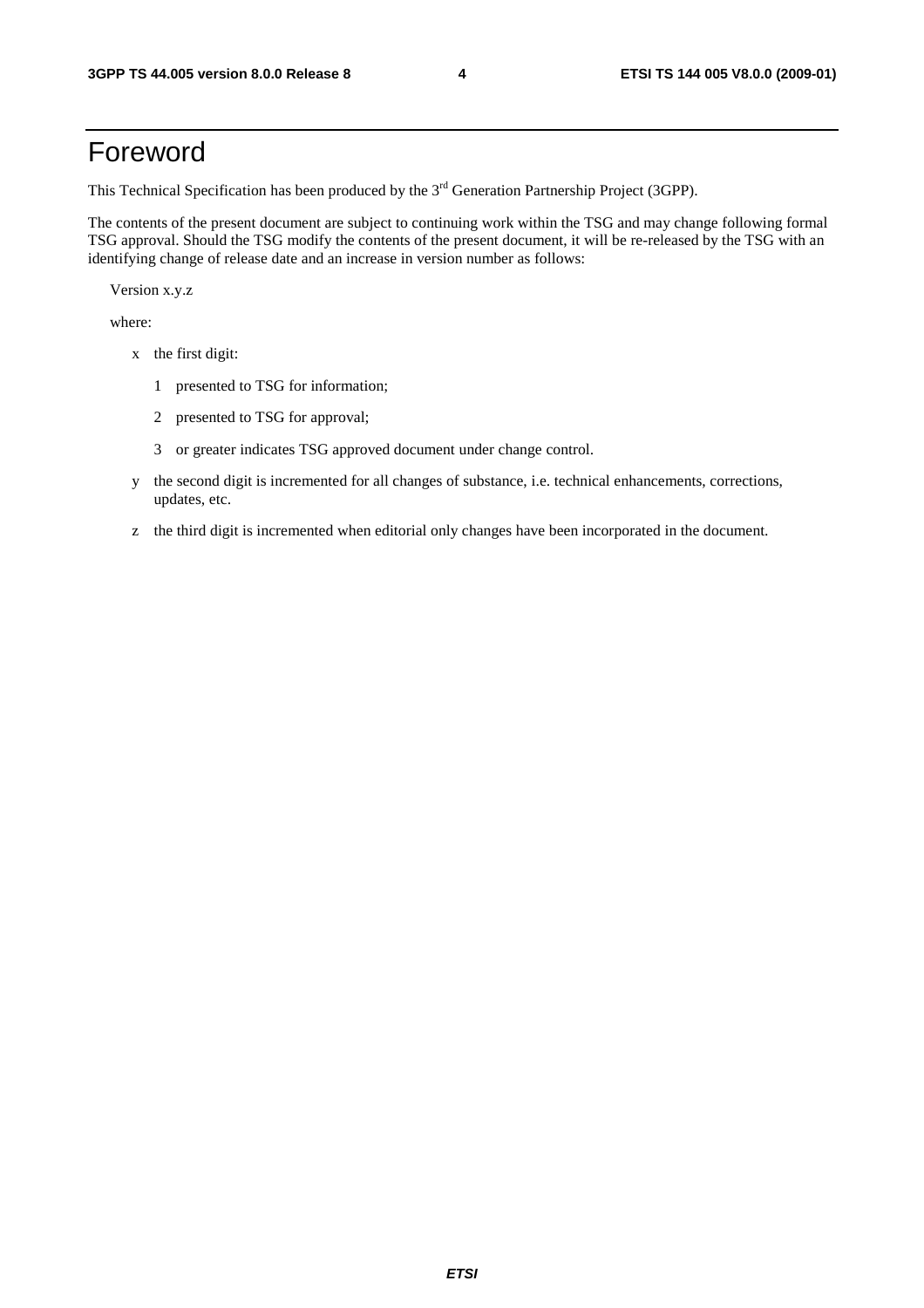# Foreword

This Technical Specification has been produced by the 3rd Generation Partnership Project (3GPP).

The contents of the present document are subject to continuing work within the TSG and may change following formal TSG approval. Should the TSG modify the contents of the present document, it will be re-released by the TSG with an identifying change of release date and an increase in version number as follows:

Version x.y.z

where:

- x the first digit:
  - 1 presented to TSG for information;
  - 2 presented to TSG for approval;
  - 3 or greater indicates TSG approved document under change control.
- y the second digit is incremented for all changes of substance, i.e. technical enhancements, corrections, updates, etc.
- z the third digit is incremented when editorial only changes have been incorporated in the document.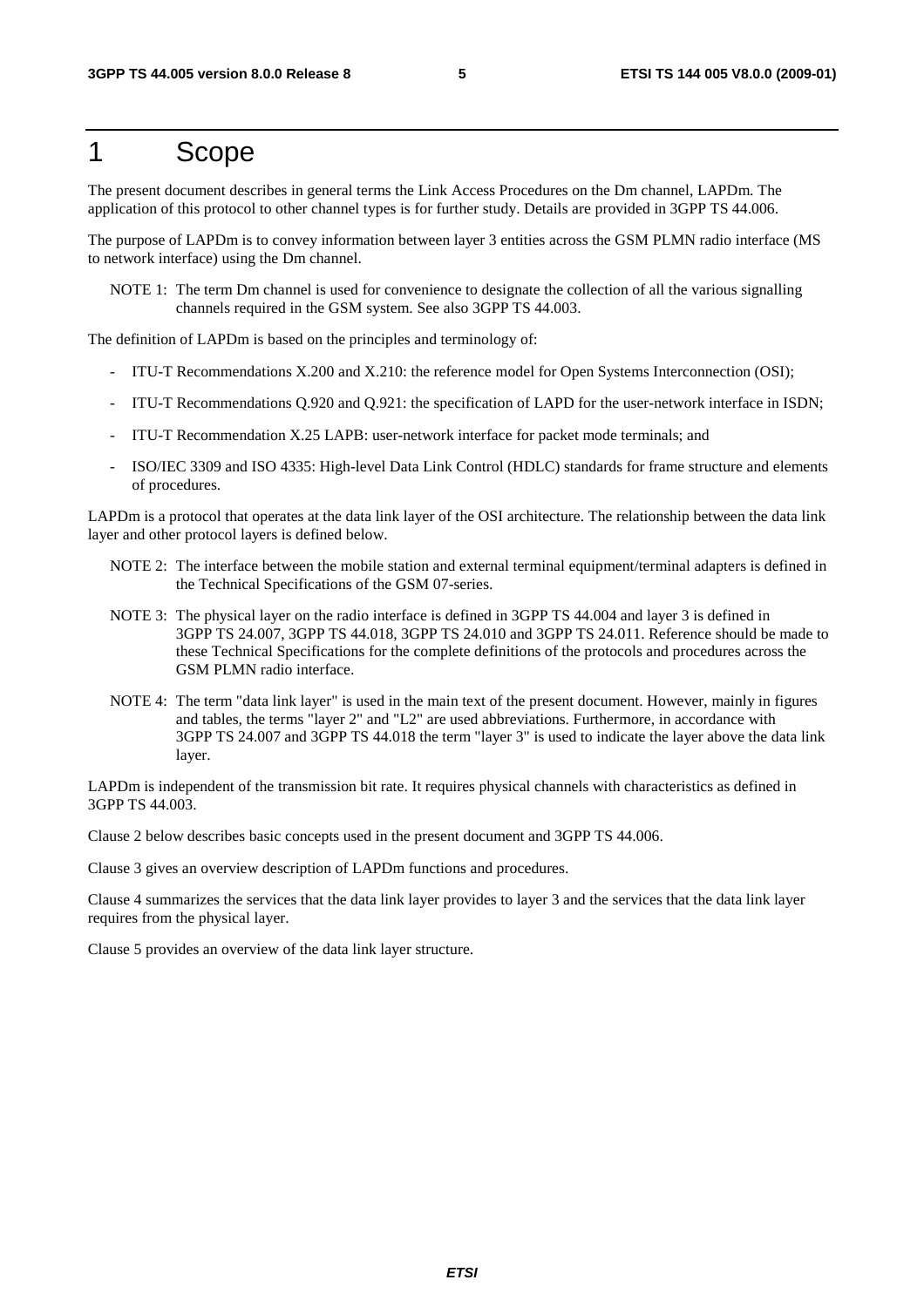# 1 Scope

The present document describes in general terms the Link Access Procedures on the Dm channel, LAPDm. The application of this protocol to other channel types is for further study. Details are provided in 3GPP TS 44.006.

The purpose of LAPDm is to convey information between layer 3 entities across the GSM PLMN radio interface (MS to network interface) using the Dm channel.

NOTE 1: The term Dm channel is used for convenience to designate the collection of all the various signalling channels required in the GSM system. See also 3GPP TS 44.003.

The definition of LAPDm is based on the principles and terminology of:

- ITU-T Recommendations X.200 and X.210: the reference model for Open Systems Interconnection (OSI);
- ITU-T Recommendations Q.920 and Q.921: the specification of LAPD for the user-network interface in ISDN;
- ITU-T Recommendation X.25 LAPB: user-network interface for packet mode terminals; and
- ISO/IEC 3309 and ISO 4335: High-level Data Link Control (HDLC) standards for frame structure and elements of procedures.

LAPDm is a protocol that operates at the data link layer of the OSI architecture. The relationship between the data link layer and other protocol layers is defined below.

NOTE 2: The interface between the mobile station and external terminal equipment/terminal adapters is defined in the Technical Specifications of the GSM 07-series.

NOTE 3: The physical layer on the radio interface is defined in 3GPP TS 44.004 and layer 3 is defined in 3GPP TS 24.007, 3GPP TS 44.018, 3GPP TS 24.010 and 3GPP TS 24.011. Reference should be made to these Technical Specifications for the complete definitions of the protocols and procedures across the GSM PLMN radio interface.

NOTE 4: The term "data link layer" is used in the main text of the present document. However, mainly in figures and tables, the terms "layer 2" and "L2" are used abbreviations. Furthermore, in accordance with 3GPP TS 24.007 and 3GPP TS 44.018 the term "layer 3" is used to indicate the layer above the data link layer.

LAPDm is independent of the transmission bit rate. It requires physical channels with characteristics as defined in 3GPP TS 44.003.

Clause 2 below describes basic concepts used in the present document and 3GPP TS 44.006.

Clause 3 gives an overview description of LAPDm functions and procedures.

Clause 4 summarizes the services that the data link layer provides to layer 3 and the services that the data link layer requires from the physical layer.

Clause 5 provides an overview of the data link layer structure.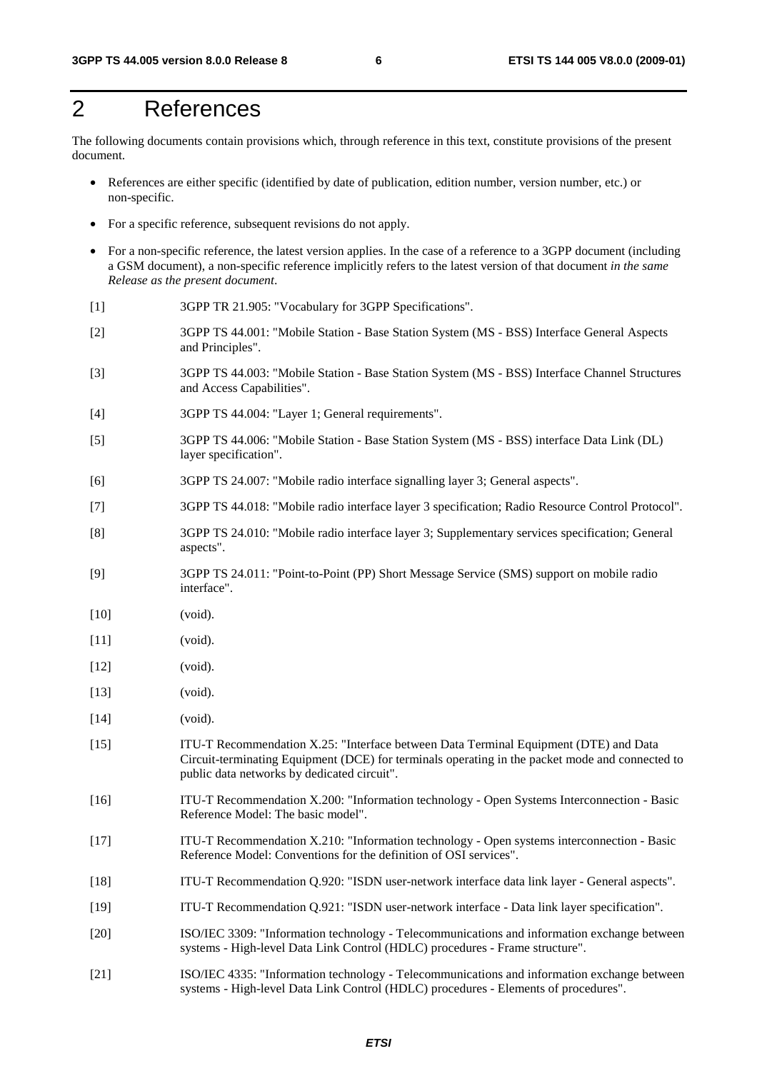# 2 References

The following documents contain provisions which, through reference in this text, constitute provisions of the present document.

- References are either specific (identified by date of publication, edition number, version number, etc.) or non-specific.
- For a specific reference, subsequent revisions do not apply.
- For a non-specific reference, the latest version applies. In the case of a reference to a 3GPP document (including a GSM document), a non-specific reference implicitly refers to the latest version of that document *in the same Release as the present document*.

[1] 3GPP TR 21.905: "Vocabulary for 3GPP Specifications".

[2] 3GPP TS 44.001: "Mobile Station - Base Station System (MS - BSS) Interface General Aspects and Principles".

[3] 3GPP TS 44.003: "Mobile Station - Base Station System (MS - BSS) Interface Channel Structures and Access Capabilities".

[4] 3GPP TS 44.004: "Layer 1; General requirements".

[5] 3GPP TS 44.006: "Mobile Station - Base Station System (MS - BSS) interface Data Link (DL) layer specification".

[6] 3GPP TS 24.007: "Mobile radio interface signalling layer 3; General aspects".

[7] 3GPP TS 44.018: "Mobile radio interface layer 3 specification; Radio Resource Control Protocol".

[8] 3GPP TS 24.010: "Mobile radio interface layer 3; Supplementary services specification; General aspects".

[9] 3GPP TS 24.011: "Point-to-Point (PP) Short Message Service (SMS) support on mobile radio interface".

[10] (void).

[11] (void).

[12] (void).

[13] (void).

[14] (void).

[15] ITU-T Recommendation X.25: "Interface between Data Terminal Equipment (DTE) and Data Circuit-terminating Equipment (DCE) for terminals operating in the packet mode and connected to public data networks by dedicated circuit".

[16] ITU-T Recommendation X.200: "Information technology - Open Systems Interconnection - Basic Reference Model: The basic model".

[17] ITU-T Recommendation X.210: "Information technology - Open systems interconnection - Basic Reference Model: Conventions for the definition of OSI services".

[18] ITU-T Recommendation Q.920: "ISDN user-network interface data link layer - General aspects".

[19] ITU-T Recommendation Q.921: "ISDN user-network interface - Data link layer specification".

[20] ISO/IEC 3309: "Information technology - Telecommunications and information exchange between systems - High-level Data Link Control (HDLC) procedures - Frame structure".

[21] ISO/IEC 4335: "Information technology - Telecommunications and information exchange between systems - High-level Data Link Control (HDLC) procedures - Elements of procedures".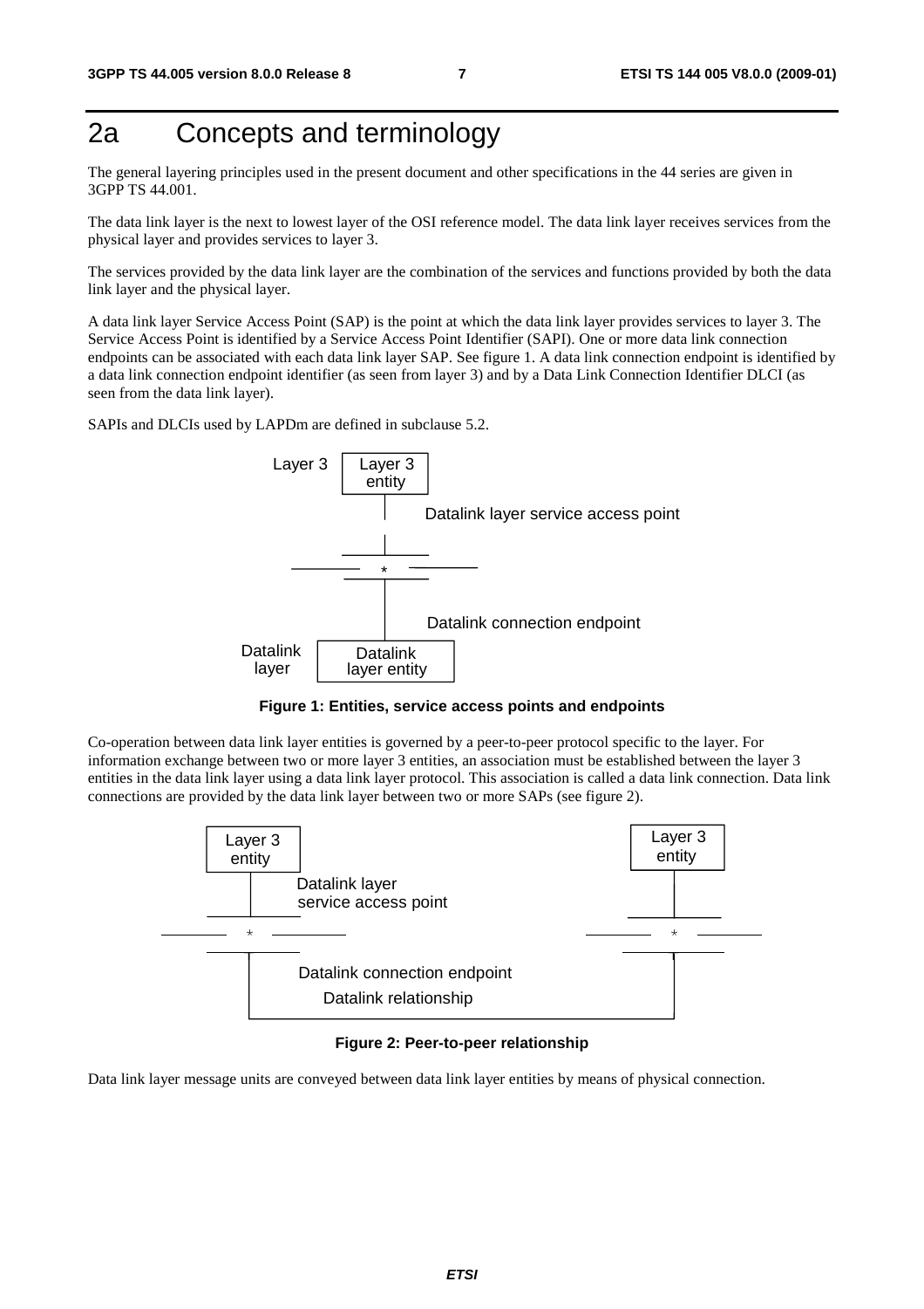# 2a Concepts and terminology

The general layering principles used in the present document and other specifications in the 44 series are given in 3GPP TS 44.001.

The data link layer is the next to lowest layer of the OSI reference model. The data link layer receives services from the physical layer and provides services to layer 3.

The services provided by the data link layer are the combination of the services and functions provided by both the data link layer and the physical layer.

A data link layer Service Access Point (SAP) is the point at which the data link layer provides services to layer 3. The Service Access Point is identified by a Service Access Point Identifier (SAPI). One or more data link connection endpoints can be associated with each data link layer SAP. See figure 1. A data link connection endpoint is identified by a data link connection endpoint identifier (as seen from layer 3) and by a Data Link Connection Identifier DLCI (as seen from the data link layer).

SAPIs and DLCIs used by LAPDm are defined in subclause 5.2.

Layer 3 | Layer 3 entity

Datalink layer service access point

Datalink connection endpoint

Datalink layer | Datalink layer entity

**Figure 1: Entities, service access points and endpoints**

Co-operation between data link layer entities is governed by a peer-to-peer protocol specific to the layer. For information exchange between two or more layer 3 entities, an association must be established between the layer 3 entities in the data link layer using a data link layer protocol. This association is called a data link connection. Data link connections are provided by the data link layer between two or more SAPs (see figure 2).

Layer 3 entity | Layer 3 entity

Datalink layer service access point

Datalink connection endpoint

Datalink relationship

**Figure 2: Peer-to-peer relationship**

Data link layer message units are conveyed between data link layer entities by means of physical connection.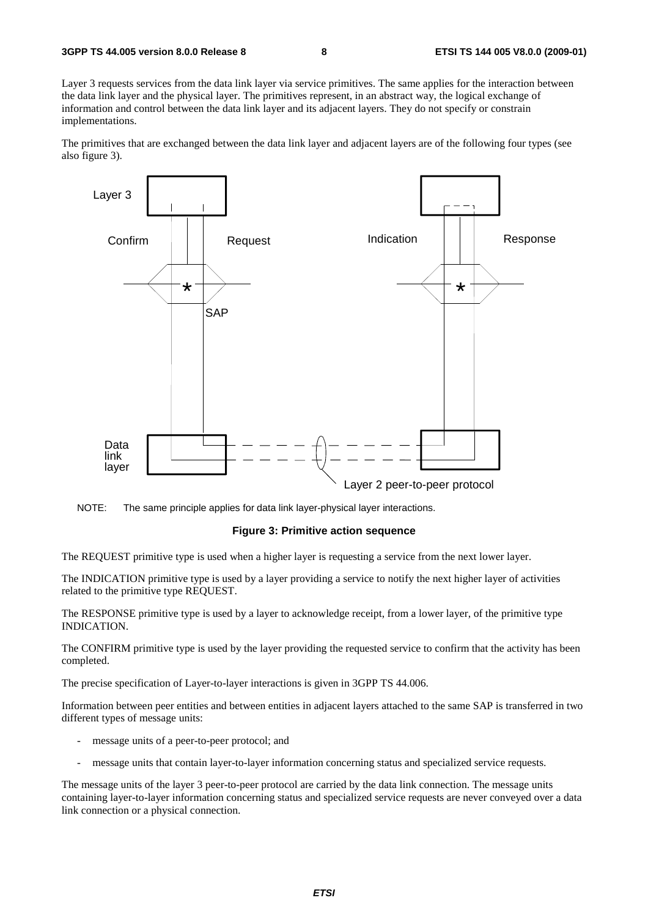Layer 3 requests services from the data link layer via service primitives. The same applies for the interaction between the data link layer and the physical layer. The primitives represent, in an abstract way, the logical exchange of information and control between the data link layer and its adjacent layers. They do not specify or constrain implementations.

The primitives that are exchanged between the data link layer and adjacent layers are of the following four types (see also figure 3).

NOTE: The same principle applies for data link layer-physical layer interactions.

**Figure 3: Primitive action sequence**

The REQUEST primitive type is used when a higher layer is requesting a service from the next lower layer.

The INDICATION primitive type is used by a layer providing a service to notify the next higher layer of activities related to the primitive type REQUEST.

The RESPONSE primitive type is used by a layer to acknowledge receipt, from a lower layer, of the primitive type INDICATION.

The CONFIRM primitive type is used by the layer providing the requested service to confirm that the activity has been completed.

The precise specification of Layer-to-layer interactions is given in 3GPP TS 44.006.

Information between peer entities and between entities in adjacent layers attached to the same SAP is transferred in two different types of message units:

- message units of a peer-to-peer protocol; and
- message units that contain layer-to-layer information concerning status and specialized service requests.

The message units of the layer 3 peer-to-peer protocol are carried by the data link connection. The message units containing layer-to-layer information concerning status and specialized service requests are never conveyed over a data link connection or a physical connection.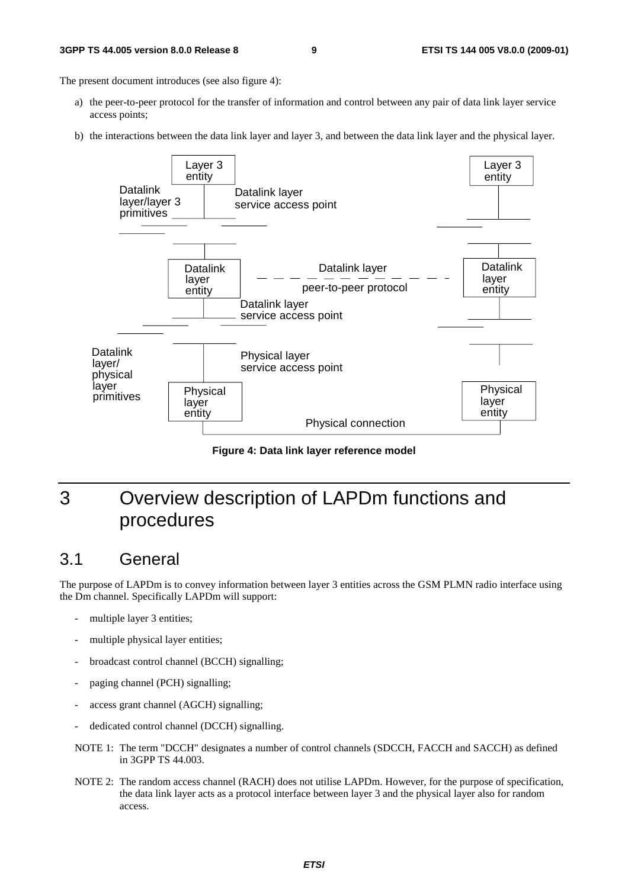The present document introduces (see also figure 4):

a) the peer-to-peer protocol for the transfer of information and control between any pair of data link layer service access points;

b) the interactions between the data link layer and layer 3, and between the data link layer and the physical layer.

Figure 4: Data link layer reference model

# 3 Overview description of LAPDm functions and procedures

## 3.1 General

The purpose of LAPDm is to convey information between layer 3 entities across the GSM PLMN radio interface using the Dm channel. Specifically LAPDm will support:

- multiple layer 3 entities;
- multiple physical layer entities;
- broadcast control channel (BCCH) signalling;
- paging channel (PCH) signalling;
- access grant channel (AGCH) signalling;
- dedicated control channel (DCCH) signalling.

NOTE 1: The term "DCCH" designates a number of control channels (SDCCH, FACCH and SACCH) as defined in 3GPP TS 44.003.

NOTE 2: The random access channel (RACH) does not utilise LAPDm. However, for the purpose of specification, the data link layer acts as a protocol interface between layer 3 and the physical layer also for random access.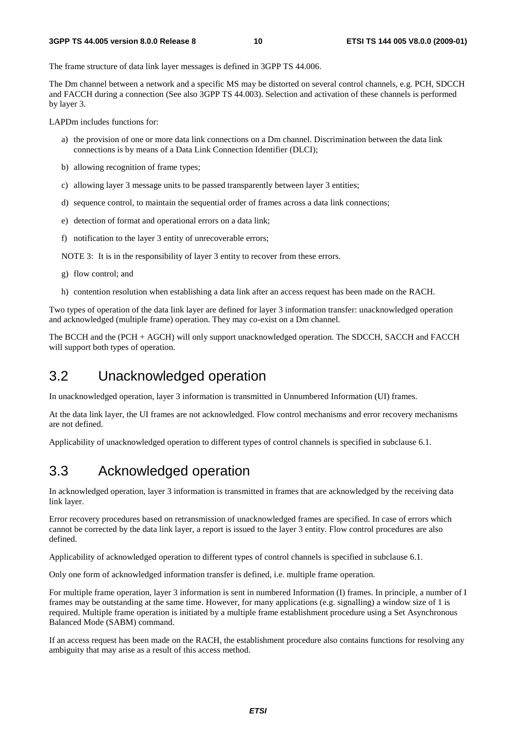The frame structure of data link layer messages is defined in 3GPP TS 44.006.

The Dm channel between a network and a specific MS may be distorted on several control channels, e.g. PCH, SDCCH and FACCH during a connection (See also 3GPP TS 44.003). Selection and activation of these channels is performed by layer 3.

LAPDm includes functions for:

a) the provision of one or more data link connections on a Dm channel. Discrimination between the data link connections is by means of a Data Link Connection Identifier (DLCI);

b) allowing recognition of frame types;

c) allowing layer 3 message units to be passed transparently between layer 3 entities;

d) sequence control, to maintain the sequential order of frames across a data link connections;

e) detection of format and operational errors on a data link;

f) notification to the layer 3 entity of unrecoverable errors;

NOTE 3: It is in the responsibility of layer 3 entity to recover from these errors.

g) flow control; and

h) contention resolution when establishing a data link after an access request has been made on the RACH.

Two types of operation of the data link layer are defined for layer 3 information transfer: unacknowledged operation and acknowledged (multiple frame) operation. They may co-exist on a Dm channel.

The BCCH and the (PCH + AGCH) will only support unacknowledged operation. The SDCCH, SACCH and FACCH will support both types of operation.

## 3.2 Unacknowledged operation

In unacknowledged operation, layer 3 information is transmitted in Unnumbered Information (UI) frames.

At the data link layer, the UI frames are not acknowledged. Flow control mechanisms and error recovery mechanisms are not defined.

Applicability of unacknowledged operation to different types of control channels is specified in subclause 6.1.

## 3.3 Acknowledged operation

In acknowledged operation, layer 3 information is transmitted in frames that are acknowledged by the receiving data link layer.

Error recovery procedures based on retransmission of unacknowledged frames are specified. In case of errors which cannot be corrected by the data link layer, a report is issued to the layer 3 entity. Flow control procedures are also defined.

Applicability of acknowledged operation to different types of control channels is specified in subclause 6.1.

Only one form of acknowledged information transfer is defined, i.e. multiple frame operation.

For multiple frame operation, layer 3 information is sent in numbered Information (I) frames. In principle, a number of I frames may be outstanding at the same time. However, for many applications (e.g. signalling) a window size of 1 is required. Multiple frame operation is initiated by a multiple frame establishment procedure using a Set Asynchronous Balanced Mode (SABM) command.

If an access request has been made on the RACH, the establishment procedure also contains functions for resolving any ambiguity that may arise as a result of this access method.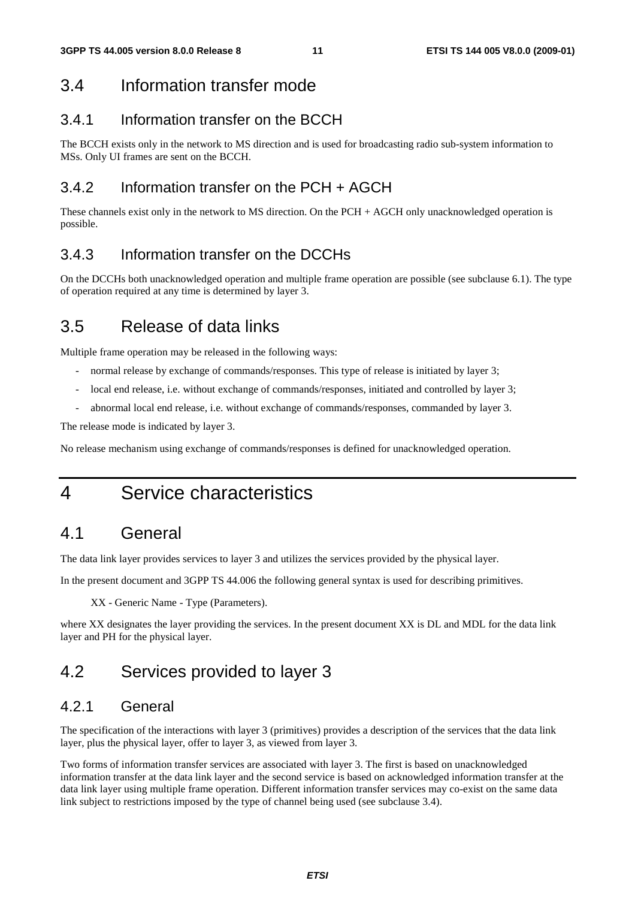## 3.4 Information transfer mode

### 3.4.1 Information transfer on the BCCH

The BCCH exists only in the network to MS direction and is used for broadcasting radio sub-system information to MSs. Only UI frames are sent on the BCCH.

### 3.4.2 Information transfer on the PCH + AGCH

These channels exist only in the network to MS direction. On the PCH + AGCH only unacknowledged operation is possible.

### 3.4.3 Information transfer on the DCCHs

On the DCCHs both unacknowledged operation and multiple frame operation are possible (see subclause 6.1). The type of operation required at any time is determined by layer 3.

## 3.5 Release of data links

Multiple frame operation may be released in the following ways:

- normal release by exchange of commands/responses. This type of release is initiated by layer 3;
- local end release, i.e. without exchange of commands/responses, initiated and controlled by layer 3;
- abnormal local end release, i.e. without exchange of commands/responses, commanded by layer 3.

The release mode is indicated by layer 3.

No release mechanism using exchange of commands/responses is defined for unacknowledged operation.

# 4 Service characteristics

## 4.1 General

The data link layer provides services to layer 3 and utilizes the services provided by the physical layer.

In the present document and 3GPP TS 44.006 the following general syntax is used for describing primitives.

XX - Generic Name - Type (Parameters).

where XX designates the layer providing the services. In the present document XX is DL and MDL for the data link layer and PH for the physical layer.

## 4.2 Services provided to layer 3

### 4.2.1 General

The specification of the interactions with layer 3 (primitives) provides a description of the services that the data link layer, plus the physical layer, offer to layer 3, as viewed from layer 3.

Two forms of information transfer services are associated with layer 3. The first is based on unacknowledged information transfer at the data link layer and the second service is based on acknowledged information transfer at the data link layer using multiple frame operation. Different information transfer services may co-exist on the same data link subject to restrictions imposed by the type of channel being used (see subclause 3.4).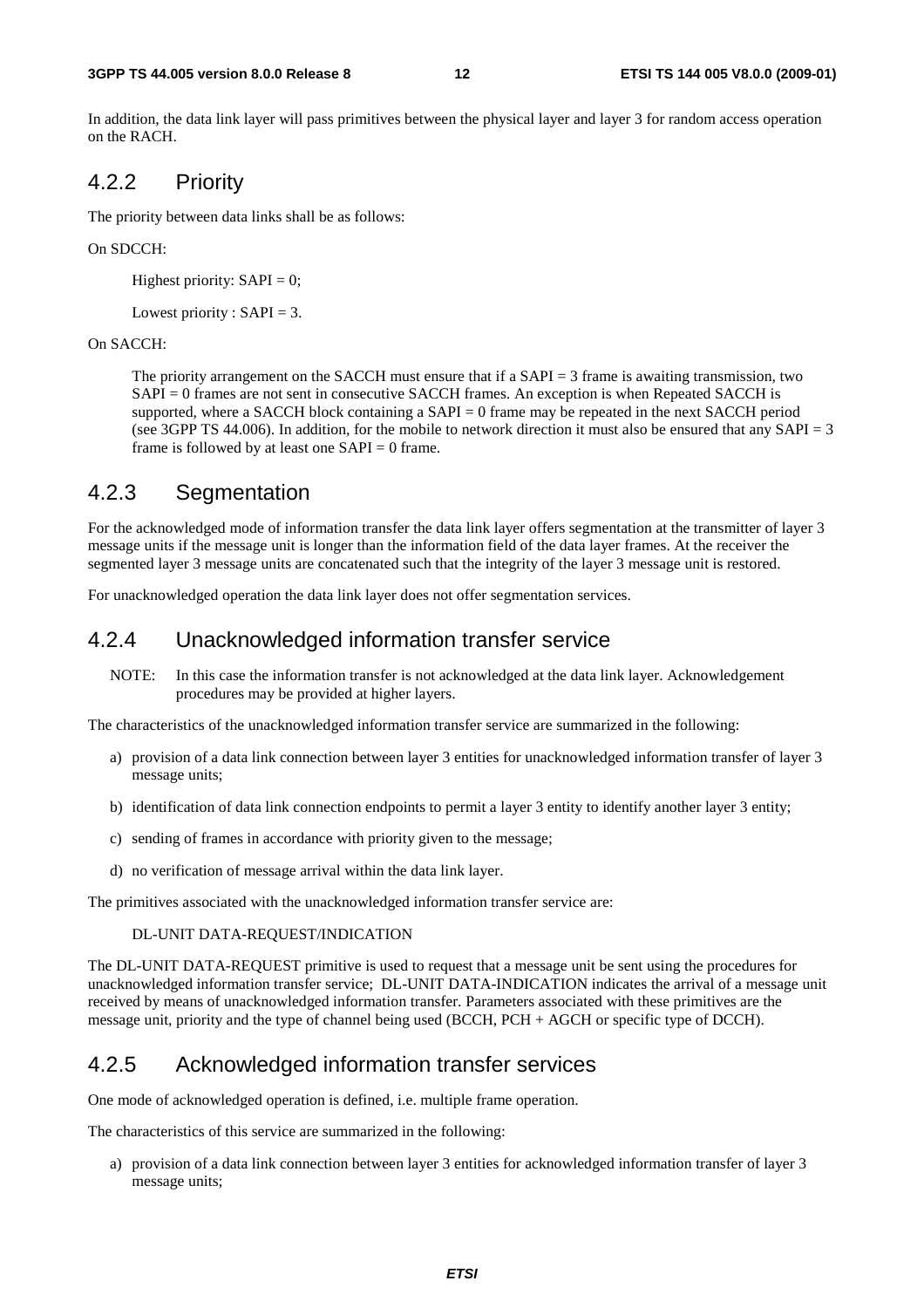In addition, the data link layer will pass primitives between the physical layer and layer 3 for random access operation on the RACH.

### 4.2.2 Priority

The priority between data links shall be as follows:

On SDCCH:

Highest priority: SAPI = 0;

Lowest priority : SAPI = 3.

On SACCH:

The priority arrangement on the SACCH must ensure that if a SAPI = 3 frame is awaiting transmission, two SAPI = 0 frames are not sent in consecutive SACCH frames. An exception is when Repeated SACCH is supported, where a SACCH block containing a SAPI = 0 frame may be repeated in the next SACCH period (see 3GPP TS 44.006). In addition, for the mobile to network direction it must also be ensured that any SAPI = 3 frame is followed by at least one SAPI = 0 frame.

### 4.2.3 Segmentation

For the acknowledged mode of information transfer the data link layer offers segmentation at the transmitter of layer 3 message units if the message unit is longer than the information field of the data layer frames. At the receiver the segmented layer 3 message units are concatenated such that the integrity of the layer 3 message unit is restored.

For unacknowledged operation the data link layer does not offer segmentation services.

### 4.2.4 Unacknowledged information transfer service

NOTE: In this case the information transfer is not acknowledged at the data link layer. Acknowledgement procedures may be provided at higher layers.

The characteristics of the unacknowledged information transfer service are summarized in the following:

a) provision of a data link connection between layer 3 entities for unacknowledged information transfer of layer 3 message units;

b) identification of data link connection endpoints to permit a layer 3 entity to identify another layer 3 entity;

c) sending of frames in accordance with priority given to the message;

d) no verification of message arrival within the data link layer.

The primitives associated with the unacknowledged information transfer service are:

DL-UNIT DATA-REQUEST/INDICATION

The DL-UNIT DATA-REQUEST primitive is used to request that a message unit be sent using the procedures for unacknowledged information transfer service; DL-UNIT DATA-INDICATION indicates the arrival of a message unit received by means of unacknowledged information transfer. Parameters associated with these primitives are the message unit, priority and the type of channel being used (BCCH, PCH + AGCH or specific type of DCCH).

### 4.2.5 Acknowledged information transfer services

One mode of acknowledged operation is defined, i.e. multiple frame operation.

The characteristics of this service are summarized in the following:

a) provision of a data link connection between layer 3 entities for acknowledged information transfer of layer 3 message units;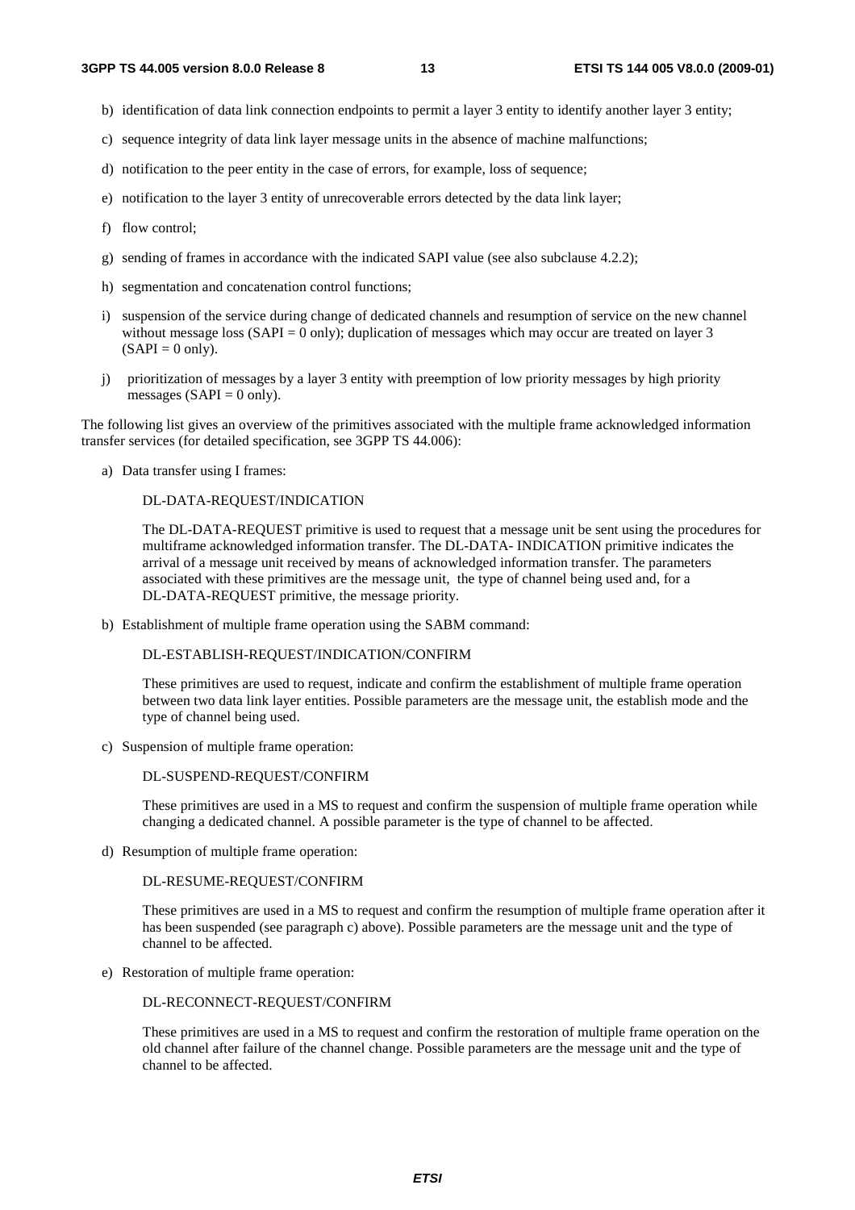b) identification of data link connection endpoints to permit a layer 3 entity to identify another layer 3 entity;

c) sequence integrity of data link layer message units in the absence of machine malfunctions;

d) notification to the peer entity in the case of errors, for example, loss of sequence;

e) notification to the layer 3 entity of unrecoverable errors detected by the data link layer;

f) flow control;

g) sending of frames in accordance with the indicated SAPI value (see also subclause 4.2.2);

h) segmentation and concatenation control functions;

i) suspension of the service during change of dedicated channels and resumption of service on the new channel without message loss (SAPI = 0 only); duplication of messages which may occur are treated on layer 3 (SAPI = 0 only).

j) prioritization of messages by a layer 3 entity with preemption of low priority messages by high priority messages (SAPI = 0 only).

The following list gives an overview of the primitives associated with the multiple frame acknowledged information transfer services (for detailed specification, see 3GPP TS 44.006):

a) Data transfer using I frames:

   DL-DATA-REQUEST/INDICATION

   The DL-DATA-REQUEST primitive is used to request that a message unit be sent using the procedures for multiframe acknowledged information transfer. The DL-DATA- INDICATION primitive indicates the arrival of a message unit received by means of acknowledged information transfer. The parameters associated with these primitives are the message unit, the type of channel being used and, for a DL-DATA-REQUEST primitive, the message priority.

b) Establishment of multiple frame operation using the SABM command:

   DL-ESTABLISH-REQUEST/INDICATION/CONFIRM

   These primitives are used to request, indicate and confirm the establishment of multiple frame operation between two data link layer entities. Possible parameters are the message unit, the establish mode and the type of channel being used.

c) Suspension of multiple frame operation:

   DL-SUSPEND-REQUEST/CONFIRM

   These primitives are used in a MS to request and confirm the suspension of multiple frame operation while changing a dedicated channel. A possible parameter is the type of channel to be affected.

d) Resumption of multiple frame operation:

   DL-RESUME-REQUEST/CONFIRM

   These primitives are used in a MS to request and confirm the resumption of multiple frame operation after it has been suspended (see paragraph c) above). Possible parameters are the message unit and the type of channel to be affected.

e) Restoration of multiple frame operation:

   DL-RECONNECT-REQUEST/CONFIRM

   These primitives are used in a MS to request and confirm the restoration of multiple frame operation on the old channel after failure of the channel change. Possible parameters are the message unit and the type of channel to be affected.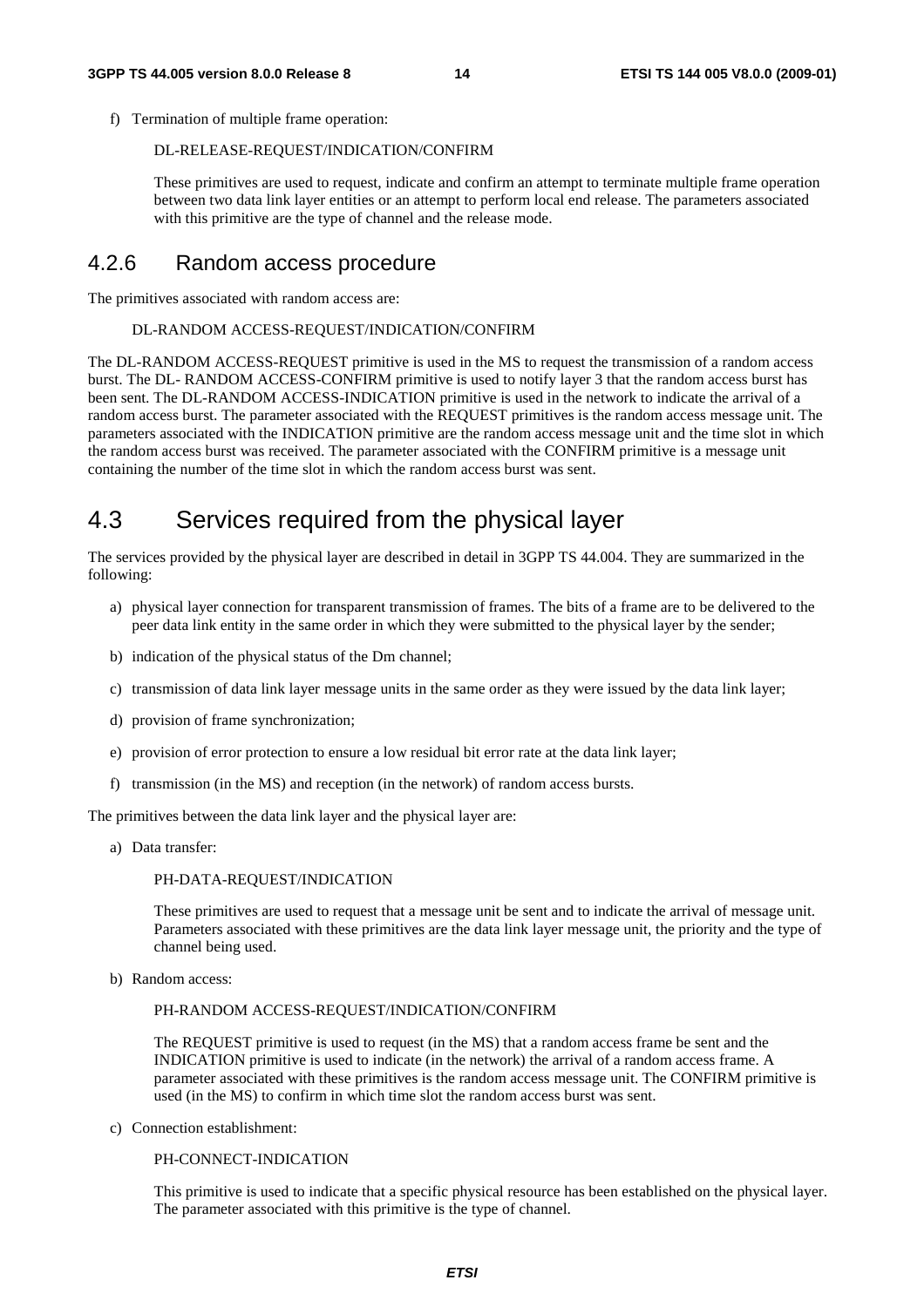f) Termination of multiple frame operation:

   DL-RELEASE-REQUEST/INDICATION/CONFIRM

   These primitives are used to request, indicate and confirm an attempt to terminate multiple frame operation between two data link layer entities or an attempt to perform local end release. The parameters associated with this primitive are the type of channel and the release mode.

### 4.2.6 Random access procedure

The primitives associated with random access are:

DL-RANDOM ACCESS-REQUEST/INDICATION/CONFIRM

The DL-RANDOM ACCESS-REQUEST primitive is used in the MS to request the transmission of a random access burst. The DL- RANDOM ACCESS-CONFIRM primitive is used to notify layer 3 that the random access burst has been sent. The DL-RANDOM ACCESS-INDICATION primitive is used in the network to indicate the arrival of a random access burst. The parameter associated with the REQUEST primitives is the random access message unit. The parameters associated with the INDICATION primitive are the random access message unit and the time slot in which the random access burst was received. The parameter associated with the CONFIRM primitive is a message unit containing the number of the time slot in which the random access burst was sent.

## 4.3 Services required from the physical layer

The services provided by the physical layer are described in detail in 3GPP TS 44.004. They are summarized in the following:

a) physical layer connection for transparent transmission of frames. The bits of a frame are to be delivered to the peer data link entity in the same order in which they were submitted to the physical layer by the sender;

b) indication of the physical status of the Dm channel;

c) transmission of data link layer message units in the same order as they were issued by the data link layer;

d) provision of frame synchronization;

e) provision of error protection to ensure a low residual bit error rate at the data link layer;

f) transmission (in the MS) and reception (in the network) of random access bursts.

The primitives between the data link layer and the physical layer are:

a) Data transfer:

   PH-DATA-REQUEST/INDICATION

   These primitives are used to request that a message unit be sent and to indicate the arrival of message unit. Parameters associated with these primitives are the data link layer message unit, the priority and the type of channel being used.

b) Random access:

   PH-RANDOM ACCESS-REQUEST/INDICATION/CONFIRM

   The REQUEST primitive is used to request (in the MS) that a random access frame be sent and the INDICATION primitive is used to indicate (in the network) the arrival of a random access frame. A parameter associated with these primitives is the random access message unit. The CONFIRM primitive is used (in the MS) to confirm in which time slot the random access burst was sent.

c) Connection establishment:

   PH-CONNECT-INDICATION

   This primitive is used to indicate that a specific physical resource has been established on the physical layer. The parameter associated with this primitive is the type of channel.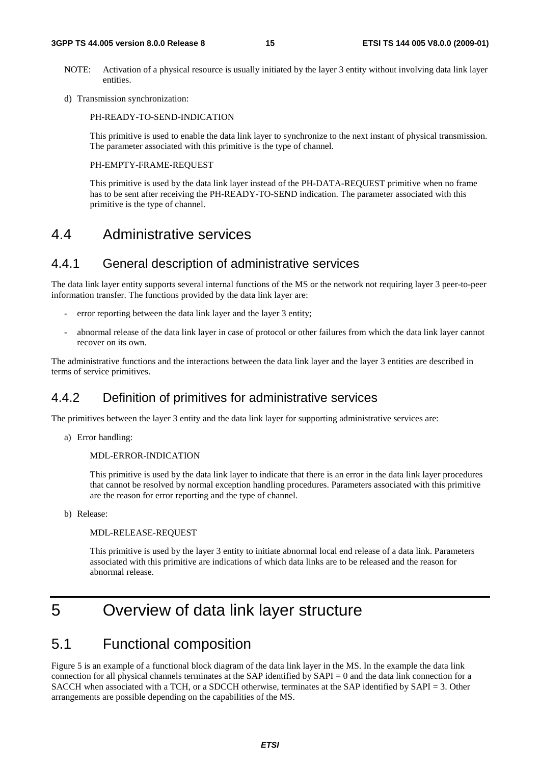NOTE: Activation of a physical resource is usually initiated by the layer 3 entity without involving data link layer entities.

d) Transmission synchronization:

PH-READY-TO-SEND-INDICATION

This primitive is used to enable the data link layer to synchronize to the next instant of physical transmission. The parameter associated with this primitive is the type of channel.

PH-EMPTY-FRAME-REQUEST

This primitive is used by the data link layer instead of the PH-DATA-REQUEST primitive when no frame has to be sent after receiving the PH-READY-TO-SEND indication. The parameter associated with this primitive is the type of channel.

## 4.4 Administrative services

### 4.4.1 General description of administrative services

The data link layer entity supports several internal functions of the MS or the network not requiring layer 3 peer-to-peer information transfer. The functions provided by the data link layer are:

- error reporting between the data link layer and the layer 3 entity;
- abnormal release of the data link layer in case of protocol or other failures from which the data link layer cannot recover on its own.

The administrative functions and the interactions between the data link layer and the layer 3 entities are described in terms of service primitives.

### 4.4.2 Definition of primitives for administrative services

The primitives between the layer 3 entity and the data link layer for supporting administrative services are:

a) Error handling:

MDL-ERROR-INDICATION

This primitive is used by the data link layer to indicate that there is an error in the data link layer procedures that cannot be resolved by normal exception handling procedures. Parameters associated with this primitive are the reason for error reporting and the type of channel.

b) Release:

MDL-RELEASE-REQUEST

This primitive is used by the layer 3 entity to initiate abnormal local end release of a data link. Parameters associated with this primitive are indications of which data links are to be released and the reason for abnormal release.

# 5 Overview of data link layer structure

## 5.1 Functional composition

Figure 5 is an example of a functional block diagram of the data link layer in the MS. In the example the data link connection for all physical channels terminates at the SAP identified by SAPI = 0 and the data link connection for a SACCH when associated with a TCH, or a SDCCH otherwise, terminates at the SAP identified by SAPI = 3. Other arrangements are possible depending on the capabilities of the MS.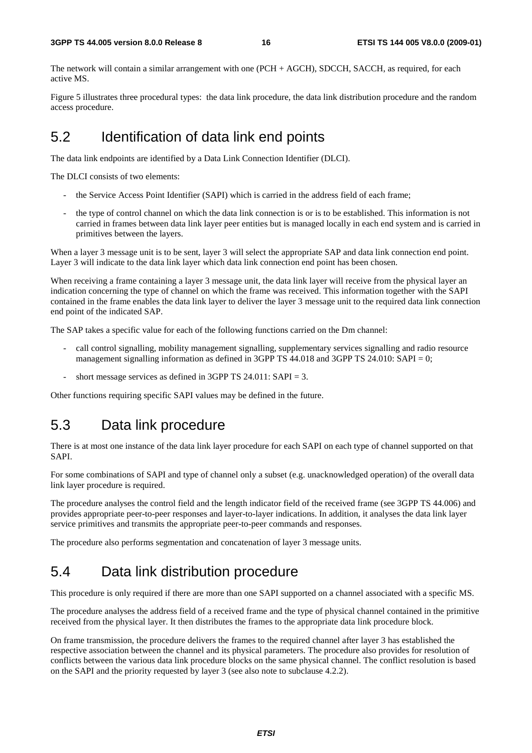The network will contain a similar arrangement with one (PCH + AGCH), SDCCH, SACCH, as required, for each active MS.

Figure 5 illustrates three procedural types: the data link procedure, the data link distribution procedure and the random access procedure.

## 5.2 Identification of data link end points

The data link endpoints are identified by a Data Link Connection Identifier (DLCI).

The DLCI consists of two elements:

- the Service Access Point Identifier (SAPI) which is carried in the address field of each frame;
- the type of control channel on which the data link connection is or is to be established. This information is not carried in frames between data link layer peer entities but is managed locally in each end system and is carried in primitives between the layers.

When a layer 3 message unit is to be sent, layer 3 will select the appropriate SAP and data link connection end point. Layer 3 will indicate to the data link layer which data link connection end point has been chosen.

When receiving a frame containing a layer 3 message unit, the data link layer will receive from the physical layer an indication concerning the type of channel on which the frame was received. This information together with the SAPI contained in the frame enables the data link layer to deliver the layer 3 message unit to the required data link connection end point of the indicated SAP.

The SAP takes a specific value for each of the following functions carried on the Dm channel:

- call control signalling, mobility management signalling, supplementary services signalling and radio resource management signalling information as defined in 3GPP TS 44.018 and 3GPP TS 24.010: SAPI = 0;
- short message services as defined in 3GPP TS 24.011: SAPI = 3.

Other functions requiring specific SAPI values may be defined in the future.

## 5.3 Data link procedure

There is at most one instance of the data link layer procedure for each SAPI on each type of channel supported on that SAPI.

For some combinations of SAPI and type of channel only a subset (e.g. unacknowledged operation) of the overall data link layer procedure is required.

The procedure analyses the control field and the length indicator field of the received frame (see 3GPP TS 44.006) and provides appropriate peer-to-peer responses and layer-to-layer indications. In addition, it analyses the data link layer service primitives and transmits the appropriate peer-to-peer commands and responses.

The procedure also performs segmentation and concatenation of layer 3 message units.

## 5.4 Data link distribution procedure

This procedure is only required if there are more than one SAPI supported on a channel associated with a specific MS.

The procedure analyses the address field of a received frame and the type of physical channel contained in the primitive received from the physical layer. It then distributes the frames to the appropriate data link procedure block.

On frame transmission, the procedure delivers the frames to the required channel after layer 3 has established the respective association between the channel and its physical parameters. The procedure also provides for resolution of conflicts between the various data link procedure blocks on the same physical channel. The conflict resolution is based on the SAPI and the priority requested by layer 3 (see also note to subclause 4.2.2).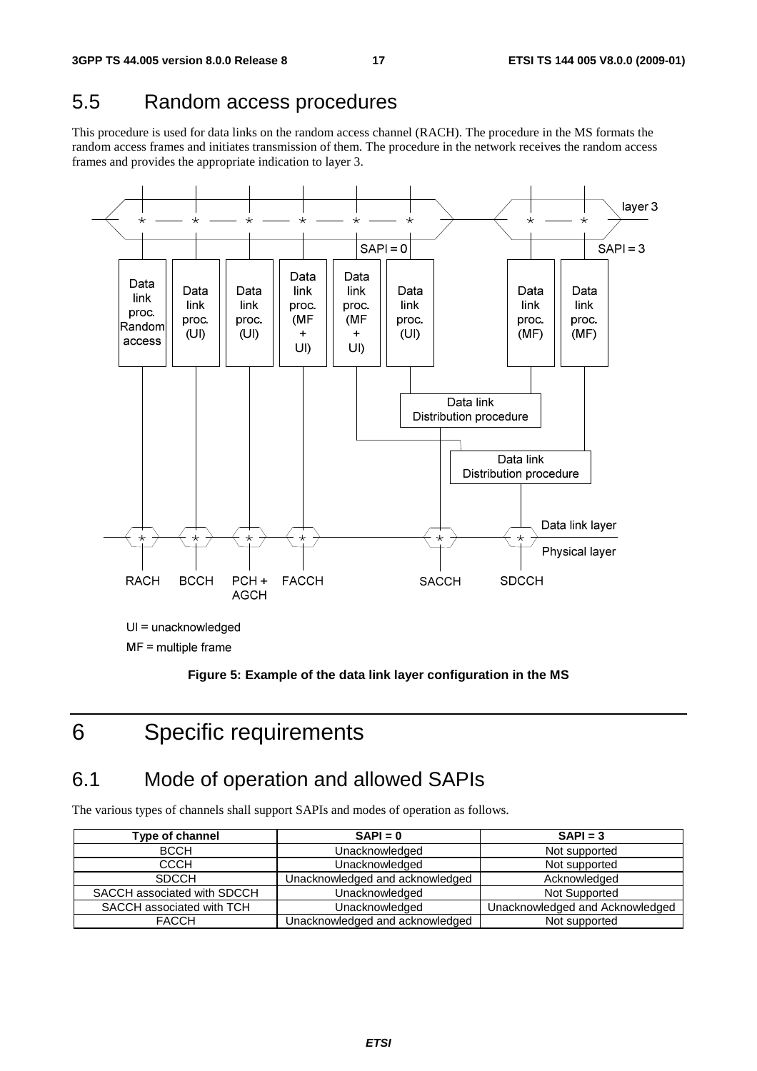## 5.5 Random access procedures

This procedure is used for data links on the random access channel (RACH). The procedure in the MS formats the random access frames and initiates transmission of them. The procedure in the network receives the random access frames and provides the appropriate indication to layer 3.

UI = unacknowledged

MF = multiple frame

**Figure 5: Example of the data link layer configuration in the MS**

# 6 Specific requirements

## 6.1 Mode of operation and allowed SAPIs

The various types of channels shall support SAPIs and modes of operation as follows.

| Type of channel | SAPI = 0 | SAPI = 3 |
|---|---|---|
| BCCH | Unacknowledged | Not supported |
| CCCH | Unacknowledged | Not supported |
| SDCCH | Unacknowledged and acknowledged | Acknowledged |
| SACCH associated with SDCCH | Unacknowledged | Not Supported |
| SACCH associated with TCH | Unacknowledged | Unacknowledged and Acknowledged |
| FACCH | Unacknowledged and acknowledged | Not supported |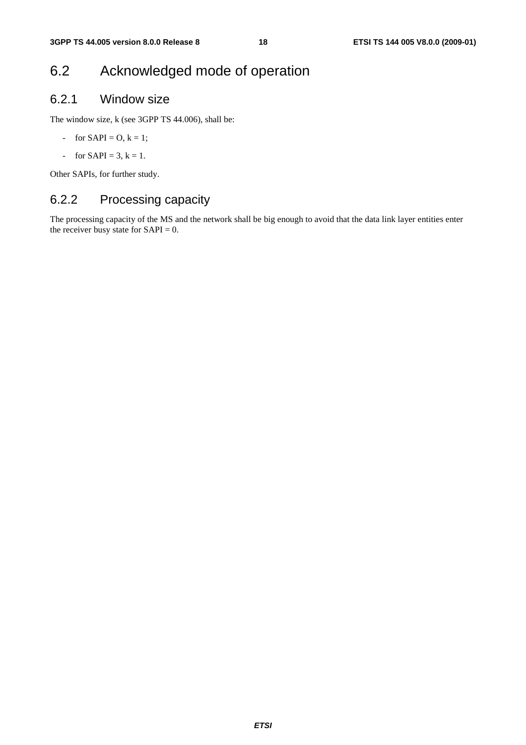## 6.2 Acknowledged mode of operation

### 6.2.1 Window size

The window size, k (see 3GPP TS 44.006), shall be:

- for SAPI = O, k = 1;
- for SAPI = 3, k = 1.

Other SAPIs, for further study.

### 6.2.2 Processing capacity

The processing capacity of the MS and the network shall be big enough to avoid that the data link layer entities enter the receiver busy state for SAPI = 0.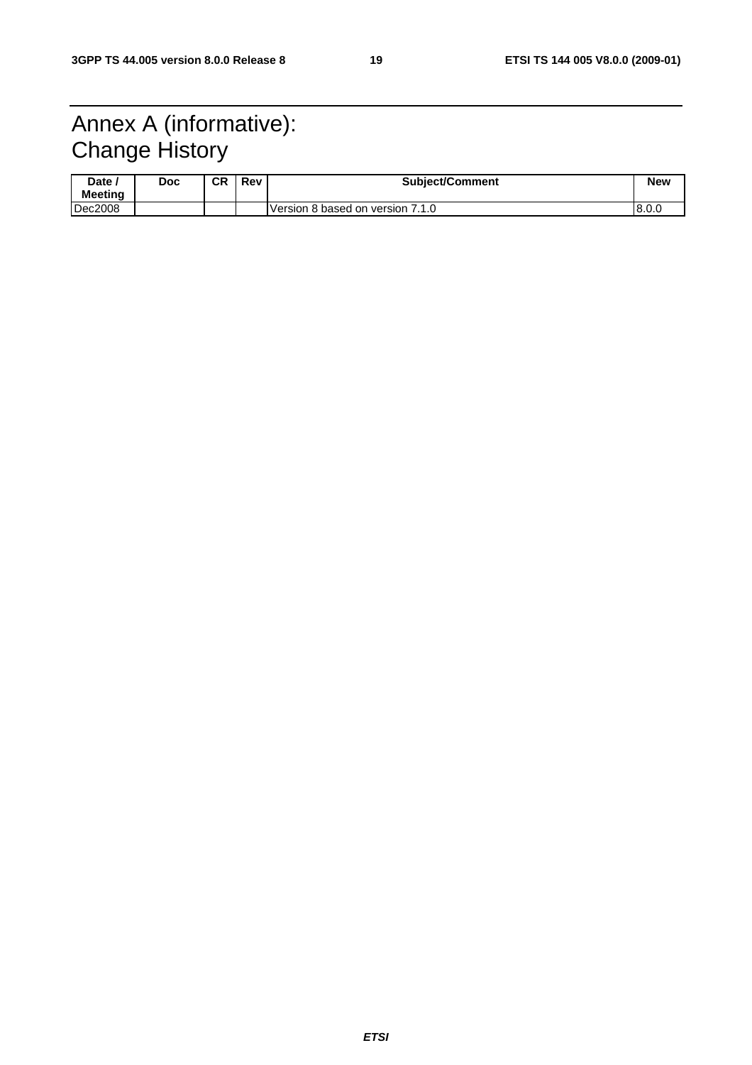# Annex A (informative): Change History

| Date / Meeting | Doc | CR | Rev | Subject/Comment | New |
|---|---|---|---|---|---|
| Dec2008 | | | | Version 8 based on version 7.1.0 | 8.0.0 |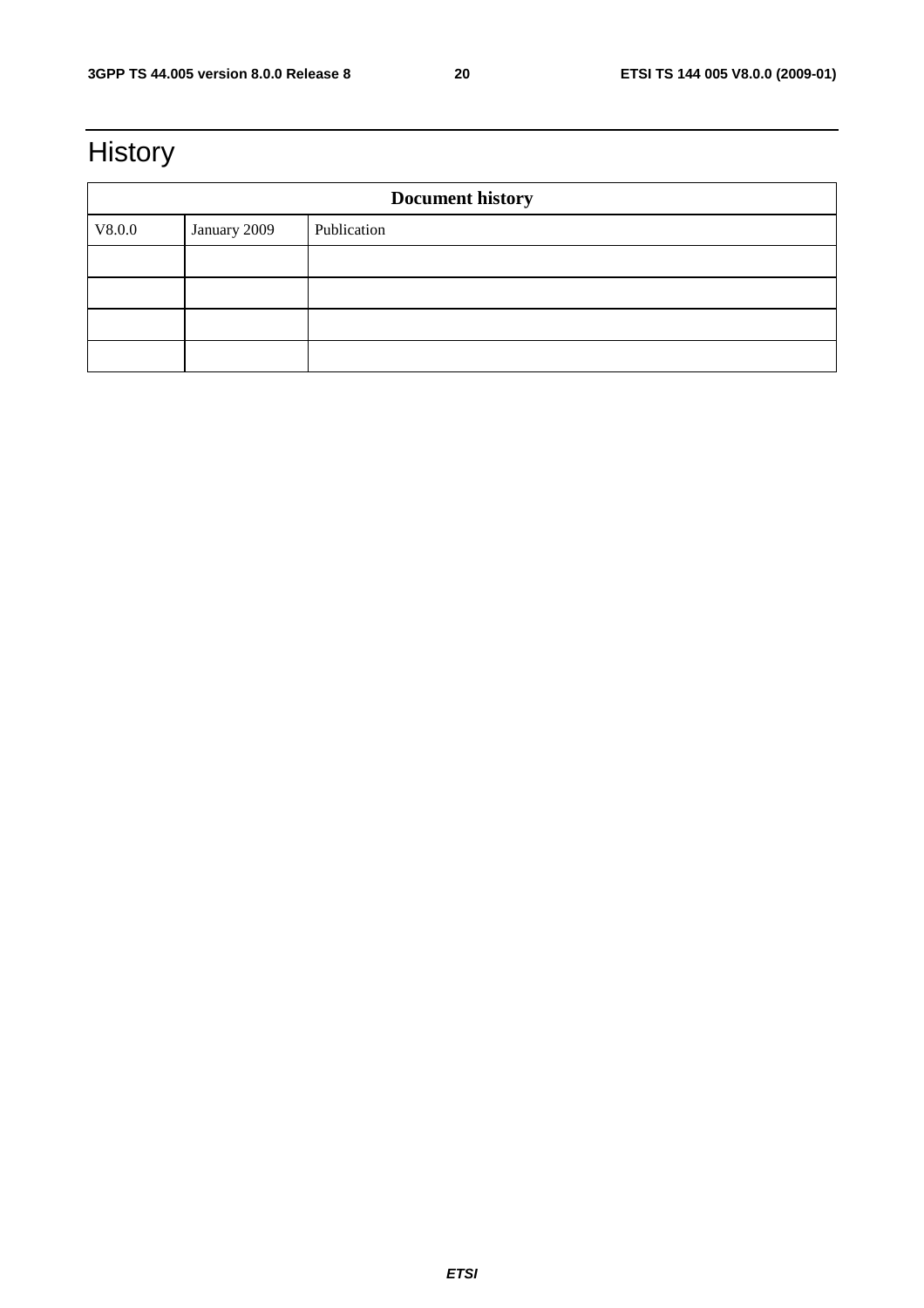# History

| Document history | | |
|---|---|---|
| V8.0.0 | January 2009 | Publication |
| | | |
| | | |
| | | |
| | | |